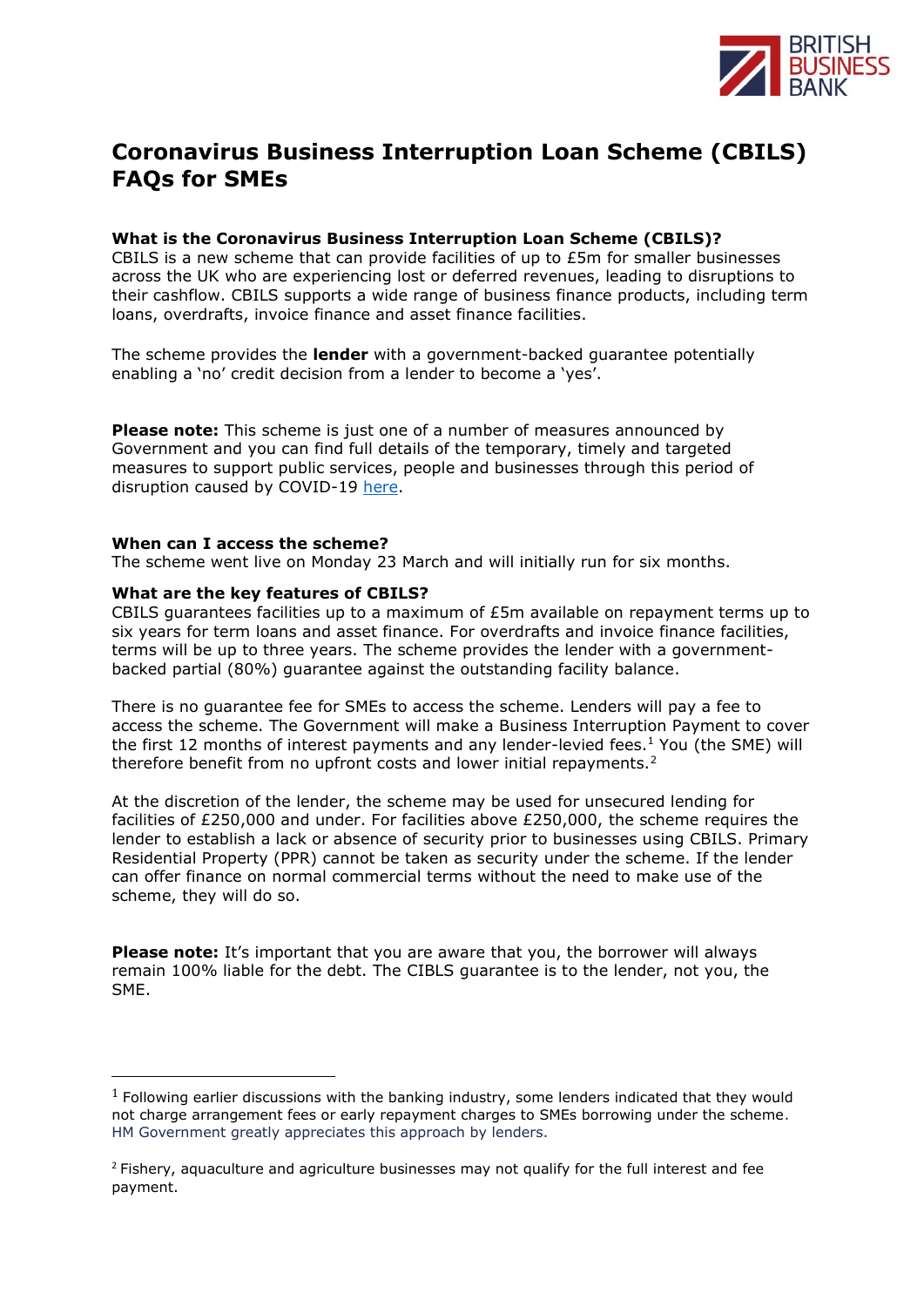# Coronavirus Business Interruption Loan Scheme (CBILS) FAQs for SMEs

**What is the Coronavirus Business Interruption Loan Scheme (CBILS)?**
CBILS is a new scheme that can provide facilities of up to £5m for smaller businesses across the UK who are experiencing lost or deferred revenues, leading to disruptions to their cashflow. CBILS supports a wide range of business finance products, including term loans, overdrafts, invoice finance and asset finance facilities.

The scheme provides the **lender** with a government-backed guarantee potentially enabling a 'no' credit decision from a lender to become a 'yes'.

**Please note:** This scheme is just one of a number of measures announced by Government and you can find full details of the temporary, timely and targeted measures to support public services, people and businesses through this period of disruption caused by COVID-19 here.

**When can I access the scheme?**
The scheme went live on Monday 23 March and will initially run for six months.

**What are the key features of CBILS?**
CBILS guarantees facilities up to a maximum of £5m available on repayment terms up to six years for term loans and asset finance. For overdrafts and invoice finance facilities, terms will be up to three years. The scheme provides the lender with a government-backed partial (80%) guarantee against the outstanding facility balance.

There is no guarantee fee for SMEs to access the scheme. Lenders will pay a fee to access the scheme. The Government will make a Business Interruption Payment to cover the first 12 months of interest payments and any lender-levied fees.[1] You (the SME) will therefore benefit from no upfront costs and lower initial repayments.[2]

At the discretion of the lender, the scheme may be used for unsecured lending for facilities of £250,000 and under. For facilities above £250,000, the scheme requires the lender to establish a lack or absence of security prior to businesses using CBILS. Primary Residential Property (PPR) cannot be taken as security under the scheme. If the lender can offer finance on normal commercial terms without the need to make use of the scheme, they will do so.

**Please note:** It's important that you are aware that you, the borrower will always remain 100% liable for the debt. The CIBLS guarantee is to the lender, not you, the SME.

---

[1] Following earlier discussions with the banking industry, some lenders indicated that they would not charge arrangement fees or early repayment charges to SMEs borrowing under the scheme. HM Government greatly appreciates this approach by lenders.

[2] Fishery, aquaculture and agriculture businesses may not qualify for the full interest and fee payment.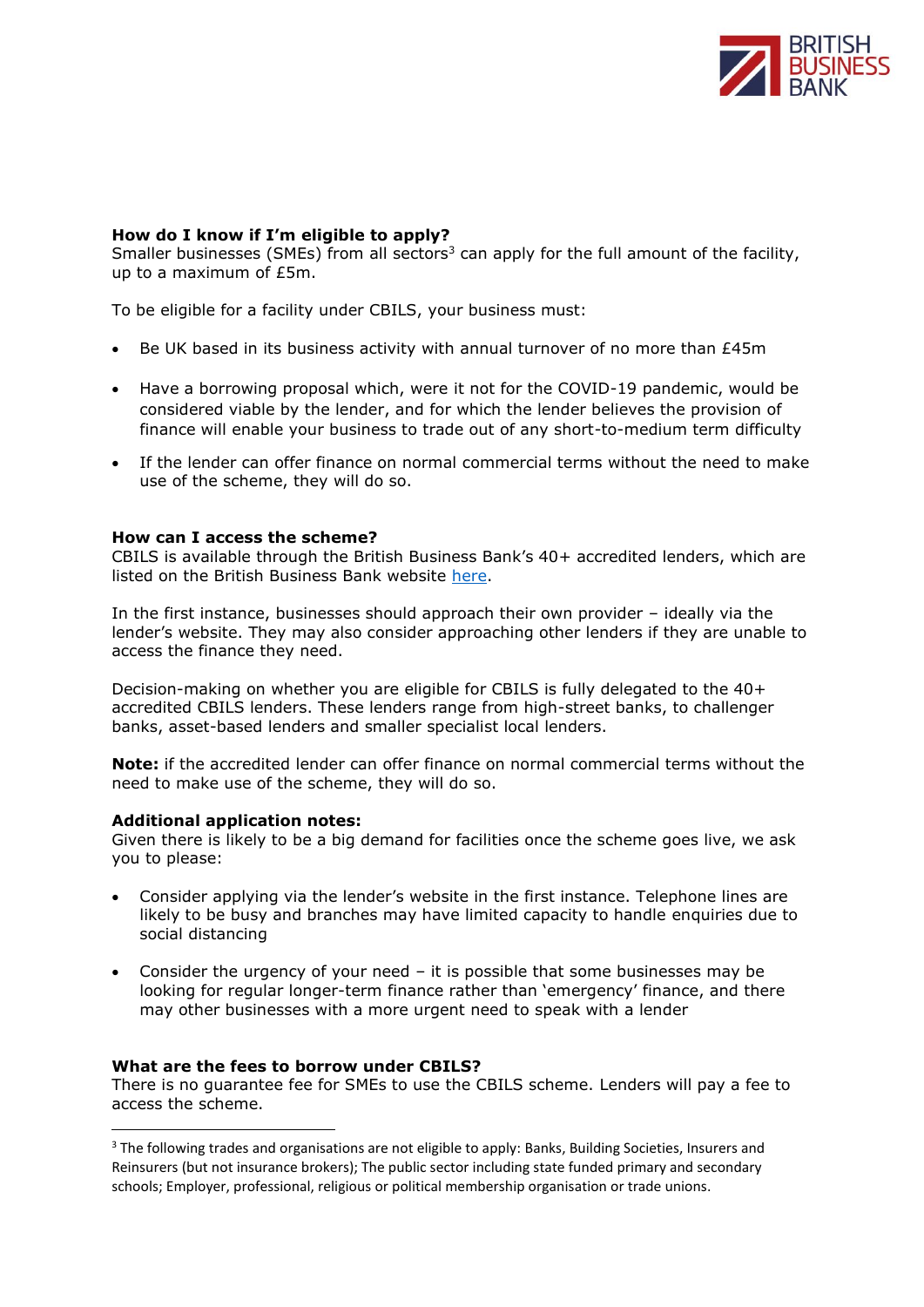**How do I know if I'm eligible to apply?**
Smaller businesses (SMEs) from all sectors[3] can apply for the full amount of the facility, up to a maximum of £5m.

To be eligible for a facility under CBILS, your business must:

- Be UK based in its business activity with annual turnover of no more than £45m
- Have a borrowing proposal which, were it not for the COVID-19 pandemic, would be considered viable by the lender, and for which the lender believes the provision of finance will enable your business to trade out of any short-to-medium term difficulty
- If the lender can offer finance on normal commercial terms without the need to make use of the scheme, they will do so.

**How can I access the scheme?**
CBILS is available through the British Business Bank's 40+ accredited lenders, which are listed on the British Business Bank website here.

In the first instance, businesses should approach their own provider – ideally via the lender's website. They may also consider approaching other lenders if they are unable to access the finance they need.

Decision-making on whether you are eligible for CBILS is fully delegated to the 40+ accredited CBILS lenders. These lenders range from high-street banks, to challenger banks, asset-based lenders and smaller specialist local lenders.

**Note:** if the accredited lender can offer finance on normal commercial terms without the need to make use of the scheme, they will do so.

**Additional application notes:**
Given there is likely to be a big demand for facilities once the scheme goes live, we ask you to please:

- Consider applying via the lender's website in the first instance. Telephone lines are likely to be busy and branches may have limited capacity to handle enquiries due to social distancing
- Consider the urgency of your need – it is possible that some businesses may be looking for regular longer-term finance rather than 'emergency' finance, and there may other businesses with a more urgent need to speak with a lender

**What are the fees to borrow under CBILS?**
There is no guarantee fee for SMEs to use the CBILS scheme. Lenders will pay a fee to access the scheme.

---

[3] The following trades and organisations are not eligible to apply: Banks, Building Societies, Insurers and Reinsurers (but not insurance brokers); The public sector including state funded primary and secondary schools; Employer, professional, religious or political membership organisation or trade unions.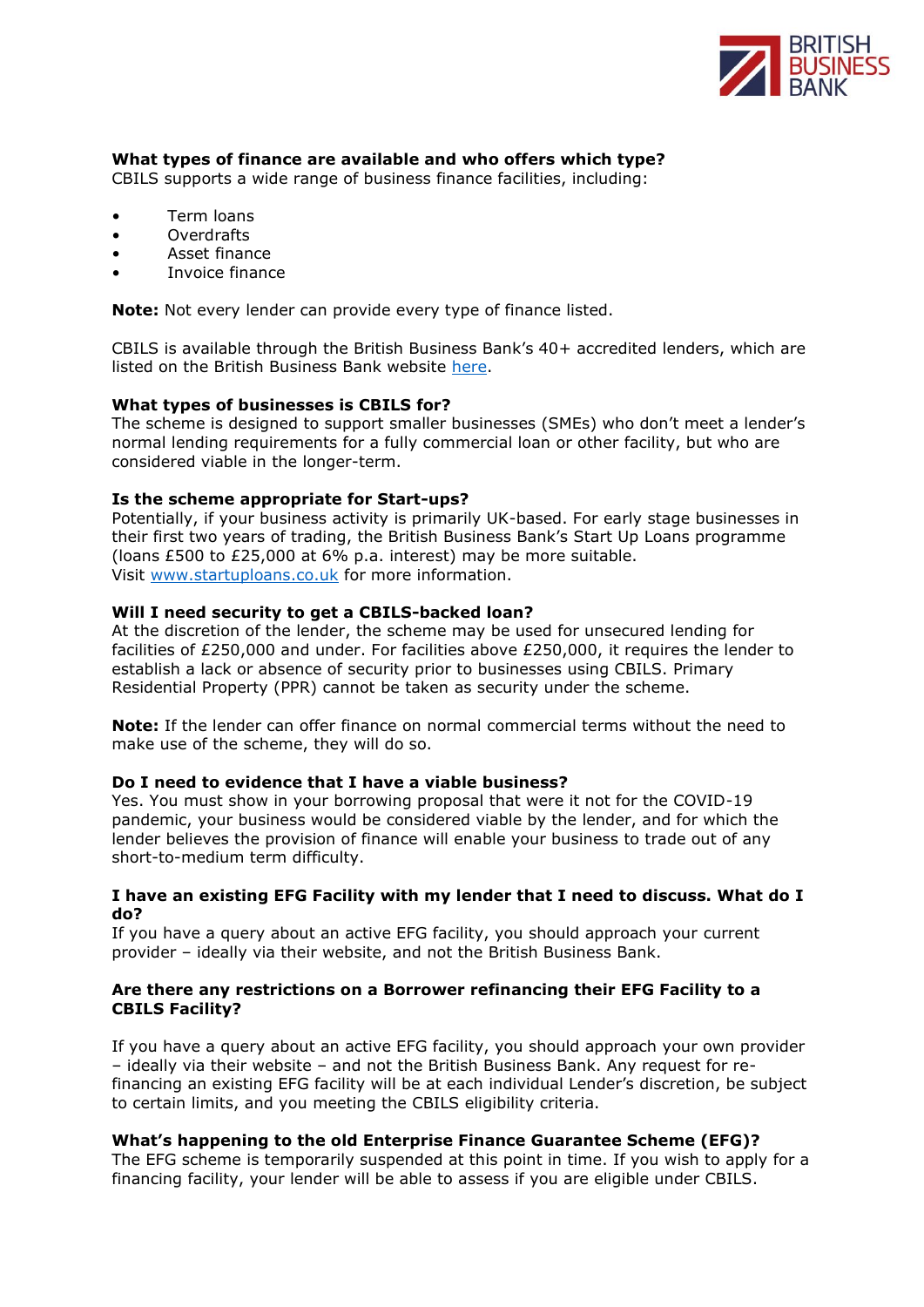**What types of finance are available and who offers which type?**
CBILS supports a wide range of business finance facilities, including:

- Term loans
- Overdrafts
- Asset finance
- Invoice finance

**Note:** Not every lender can provide every type of finance listed.

CBILS is available through the British Business Bank's 40+ accredited lenders, which are listed on the British Business Bank website here.

**What types of businesses is CBILS for?**
The scheme is designed to support smaller businesses (SMEs) who don't meet a lender's normal lending requirements for a fully commercial loan or other facility, but who are considered viable in the longer-term.

**Is the scheme appropriate for Start-ups?**
Potentially, if your business activity is primarily UK-based. For early stage businesses in their first two years of trading, the British Business Bank's Start Up Loans programme (loans £500 to £25,000 at 6% p.a. interest) may be more suitable.
Visit www.startuploans.co.uk for more information.

**Will I need security to get a CBILS-backed loan?**
At the discretion of the lender, the scheme may be used for unsecured lending for facilities of £250,000 and under. For facilities above £250,000, it requires the lender to establish a lack or absence of security prior to businesses using CBILS. Primary Residential Property (PPR) cannot be taken as security under the scheme.

**Note:** If the lender can offer finance on normal commercial terms without the need to make use of the scheme, they will do so.

**Do I need to evidence that I have a viable business?**
Yes. You must show in your borrowing proposal that were it not for the COVID-19 pandemic, your business would be considered viable by the lender, and for which the lender believes the provision of finance will enable your business to trade out of any short-to-medium term difficulty.

**I have an existing EFG Facility with my lender that I need to discuss. What do I do?**
If you have a query about an active EFG facility, you should approach your current provider – ideally via their website, and not the British Business Bank.

**Are there any restrictions on a Borrower refinancing their EFG Facility to a CBILS Facility?**

If you have a query about an active EFG facility, you should approach your own provider – ideally via their website – and not the British Business Bank. Any request for re-financing an existing EFG facility will be at each individual Lender's discretion, be subject to certain limits, and you meeting the CBILS eligibility criteria.

**What's happening to the old Enterprise Finance Guarantee Scheme (EFG)?**
The EFG scheme is temporarily suspended at this point in time. If you wish to apply for a financing facility, your lender will be able to assess if you are eligible under CBILS.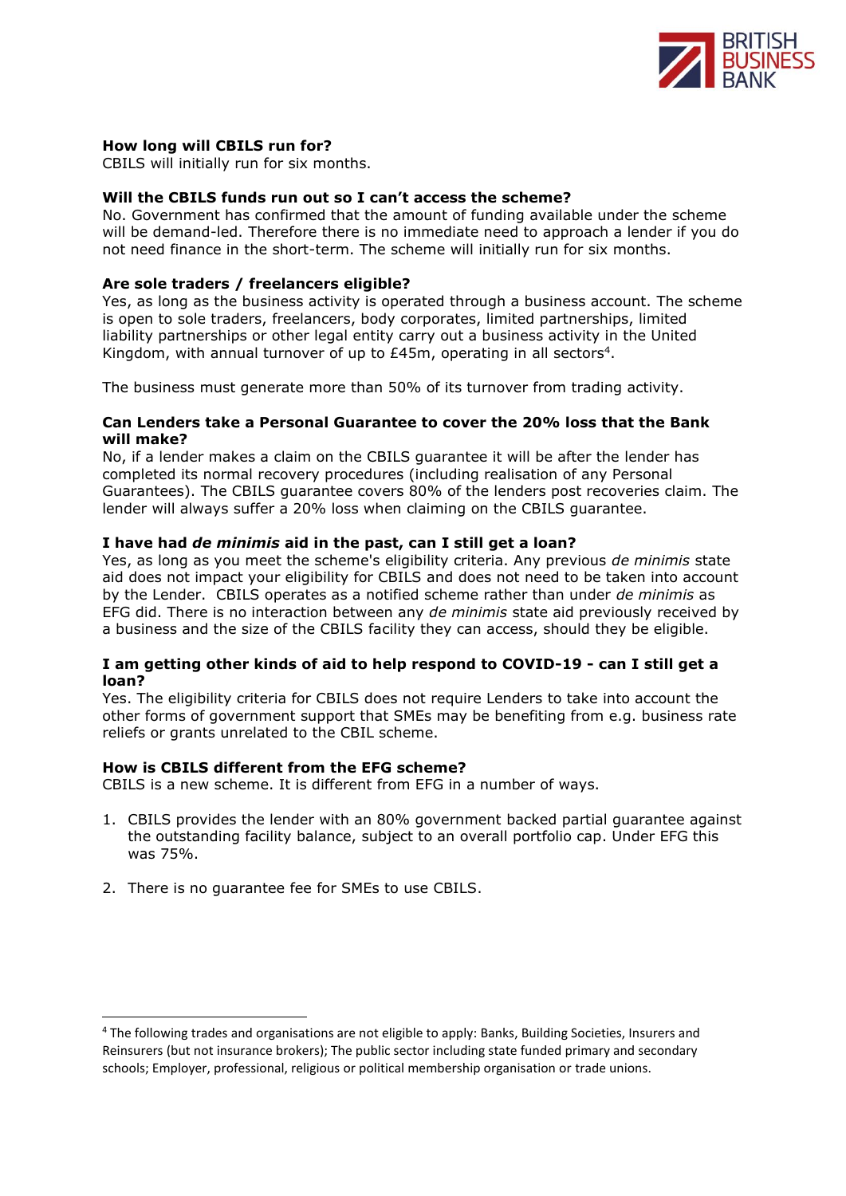**How long will CBILS run for?**
CBILS will initially run for six months.

**Will the CBILS funds run out so I can't access the scheme?**
No. Government has confirmed that the amount of funding available under the scheme will be demand-led. Therefore there is no immediate need to approach a lender if you do not need finance in the short-term. The scheme will initially run for six months.

**Are sole traders / freelancers eligible?**
Yes, as long as the business activity is operated through a business account. The scheme is open to sole traders, freelancers, body corporates, limited partnerships, limited liability partnerships or other legal entity carry out a business activity in the United Kingdom, with annual turnover of up to £45m, operating in all sectors[4].

The business must generate more than 50% of its turnover from trading activity.

**Can Lenders take a Personal Guarantee to cover the 20% loss that the Bank will make?**
No, if a lender makes a claim on the CBILS guarantee it will be after the lender has completed its normal recovery procedures (including realisation of any Personal Guarantees). The CBILS guarantee covers 80% of the lenders post recoveries claim. The lender will always suffer a 20% loss when claiming on the CBILS guarantee.

**I have had *de minimis* aid in the past, can I still get a loan?**
Yes, as long as you meet the scheme's eligibility criteria. Any previous *de minimis* state aid does not impact your eligibility for CBILS and does not need to be taken into account by the Lender. CBILS operates as a notified scheme rather than under *de minimis* as EFG did. There is no interaction between any *de minimis* state aid previously received by a business and the size of the CBILS facility they can access, should they be eligible.

**I am getting other kinds of aid to help respond to COVID-19 - can I still get a loan?**
Yes. The eligibility criteria for CBILS does not require Lenders to take into account the other forms of government support that SMEs may be benefiting from e.g. business rate reliefs or grants unrelated to the CBIL scheme.

**How is CBILS different from the EFG scheme?**
CBILS is a new scheme. It is different from EFG in a number of ways.

1. CBILS provides the lender with an 80% government backed partial guarantee against the outstanding facility balance, subject to an overall portfolio cap. Under EFG this was 75%.

2. There is no guarantee fee for SMEs to use CBILS.

---

[4] The following trades and organisations are not eligible to apply: Banks, Building Societies, Insurers and Reinsurers (but not insurance brokers); The public sector including state funded primary and secondary schools; Employer, professional, religious or political membership organisation or trade unions.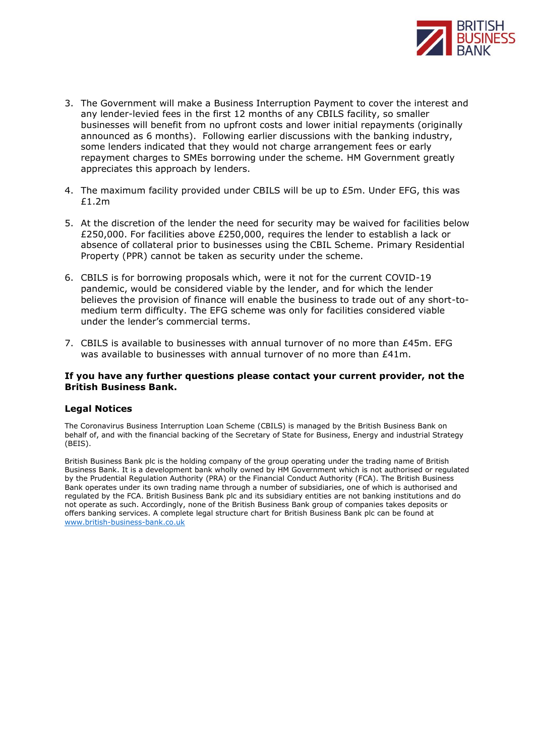3. The Government will make a Business Interruption Payment to cover the interest and any lender-levied fees in the first 12 months of any CBILS facility, so smaller businesses will benefit from no upfront costs and lower initial repayments (originally announced as 6 months). Following earlier discussions with the banking industry, some lenders indicated that they would not charge arrangement fees or early repayment charges to SMEs borrowing under the scheme. HM Government greatly appreciates this approach by lenders.

4. The maximum facility provided under CBILS will be up to £5m. Under EFG, this was £1.2m

5. At the discretion of the lender the need for security may be waived for facilities below £250,000. For facilities above £250,000, requires the lender to establish a lack or absence of collateral prior to businesses using the CBIL Scheme. Primary Residential Property (PPR) cannot be taken as security under the scheme.

6. CBILS is for borrowing proposals which, were it not for the current COVID-19 pandemic, would be considered viable by the lender, and for which the lender believes the provision of finance will enable the business to trade out of any short-to-medium term difficulty. The EFG scheme was only for facilities considered viable under the lender's commercial terms.

7. CBILS is available to businesses with annual turnover of no more than £45m. EFG was available to businesses with annual turnover of no more than £41m.

**If you have any further questions please contact your current provider, not the British Business Bank.**

## Legal Notices

The Coronavirus Business Interruption Loan Scheme (CBILS) is managed by the British Business Bank on behalf of, and with the financial backing of the Secretary of State for Business, Energy and industrial Strategy (BEIS).

British Business Bank plc is the holding company of the group operating under the trading name of British Business Bank. It is a development bank wholly owned by HM Government which is not authorised or regulated by the Prudential Regulation Authority (PRA) or the Financial Conduct Authority (FCA). The British Business Bank operates under its own trading name through a number of subsidiaries, one of which is authorised and regulated by the FCA. British Business Bank plc and its subsidiary entities are not banking institutions and do not operate as such. Accordingly, none of the British Business Bank group of companies takes deposits or offers banking services. A complete legal structure chart for British Business Bank plc can be found at www.british-business-bank.co.uk